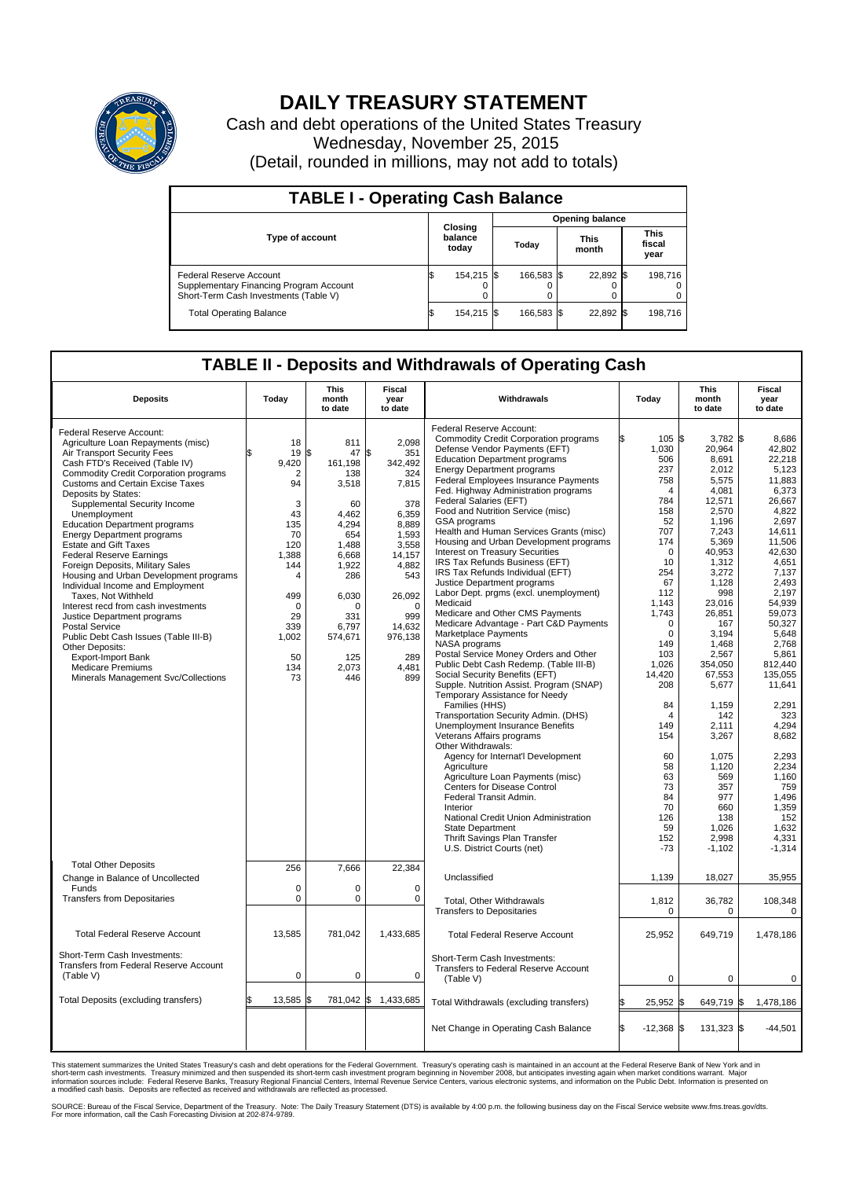# DAILY TREASURY STATEMENT

Cash and debt operations of the United States Treasury
Wednesday, November 25, 2015
(Detail, rounded in millions, may not add to totals)

## TABLE I - Operating Cash Balance

| Type of account | Closing balance today | Opening balance Today | Opening balance This month | Opening balance This fiscal year |
|---|---|---|---|---|
| Federal Reserve Account | $ 154,215 | $ 166,583 | $ 22,892 | $ 198,716 |
| Supplementary Financing Program Account | 0 | 0 | 0 | 0 |
| Short-Term Cash Investments (Table V) | 0 | 0 | 0 | 0 |
| Total Operating Balance | $ 154,215 | $ 166,583 | $ 22,892 | $ 198,716 |

## TABLE II - Deposits and Withdrawals of Operating Cash

| Deposits | Today | This month to date | Fiscal year to date |
|---|---|---|---|
| Federal Reserve Account: | | | |
| Agriculture Loan Repayments (misc) | 18 | 811 | 2,098 |
| Air Transport Security Fees | $ 19 | $ 47 | $ 351 |
| Cash FTD's Received (Table IV) | 9,420 | 161,198 | 342,492 |
| Commodity Credit Corporation programs | 2 | 138 | 324 |
| Customs and Certain Excise Taxes | 94 | 3,518 | 7,815 |
| Deposits by States: | | | |
| Supplemental Security Income | 3 | 60 | 378 |
| Unemployment | 43 | 4,462 | 6,359 |
| Education Department programs | 135 | 4,294 | 8,889 |
| Energy Department programs | 70 | 654 | 1,593 |
| Estate and Gift Taxes | 120 | 1,488 | 3,558 |
| Federal Reserve Earnings | 1,388 | 6,668 | 14,157 |
| Foreign Deposits, Military Sales | 144 | 1,922 | 4,882 |
| Housing and Urban Development programs | 4 | 286 | 543 |
| Individual Income and Employment Taxes, Not Withheld | 499 | 6,030 | 26,092 |
| Interest recd from cash investments | 0 | 0 | 0 |
| Justice Department programs | 29 | 331 | 999 |
| Postal Service | 339 | 6,797 | 14,632 |
| Public Debt Cash Issues (Table III-B) | 1,002 | 574,671 | 976,138 |
| Other Deposits: | | | |
| Export-Import Bank | 50 | 125 | 289 |
| Medicare Premiums | 134 | 2,073 | 4,481 |
| Minerals Management Svc/Collections | 73 | 446 | 899 |
| Total Other Deposits | 256 | 7,666 | 22,384 |
| Change in Balance of Uncollected Funds | 0 | 0 | 0 |
| Transfers from Depositaries | 0 | 0 | 0 |
| Total Federal Reserve Account | 13,585 | 781,042 | 1,433,685 |
| Short-Term Cash Investments: Transfers from Federal Reserve Account (Table V) | 0 | 0 | 0 |
| Total Deposits (excluding transfers) | $ 13,585 | $ 781,042 | $ 1,433,685 |

| Withdrawals | Today | This month to date | Fiscal year to date |
|---|---|---|---|
| Federal Reserve Account: | | | |
| Commodity Credit Corporation programs | $ 105 | $ 3,782 | $ 8,686 |
| Defense Vendor Payments (EFT) | 1,030 | 20,964 | 42,802 |
| Education Department programs | 506 | 8,691 | 22,218 |
| Energy Department programs | 237 | 2,012 | 5,123 |
| Federal Employees Insurance Payments | 758 | 5,575 | 11,883 |
| Fed. Highway Administration programs | 4 | 4,081 | 6,373 |
| Federal Salaries (EFT) | 784 | 12,571 | 26,667 |
| Food and Nutrition Service (misc) | 158 | 2,570 | 4,822 |
| GSA programs | 52 | 1,196 | 2,697 |
| Health and Human Services Grants (misc) | 707 | 7,243 | 14,611 |
| Housing and Urban Development programs | 174 | 5,369 | 11,506 |
| Interest on Treasury Securities | 0 | 40,953 | 42,630 |
| IRS Tax Refunds Business (EFT) | 10 | 1,312 | 4,651 |
| IRS Tax Refunds Individual (EFT) | 254 | 3,272 | 7,137 |
| Justice Department programs | 67 | 1,128 | 2,493 |
| Labor Dept. prgms (excl. unemployment) | 112 | 998 | 2,197 |
| Medicaid | 1,143 | 23,016 | 54,939 |
| Medicare and Other CMS Payments | 1,743 | 26,851 | 59,073 |
| Medicare Advantage - Part C&D Payments | 0 | 167 | 50,327 |
| Marketplace Payments | 0 | 3,194 | 5,648 |
| NASA programs | 149 | 1,468 | 2,768 |
| Postal Service Money Orders and Other | 103 | 2,567 | 5,861 |
| Public Debt Cash Redemp. (Table III-B) | 1,026 | 354,050 | 812,440 |
| Social Security Benefits (EFT) | 14,420 | 67,553 | 135,055 |
| Supple. Nutrition Assist. Program (SNAP) | 208 | 5,677 | 11,641 |
| Temporary Assistance for Needy Families (HHS) | 84 | 1,159 | 2,291 |
| Transportation Security Admin. (DHS) | 4 | 142 | 323 |
| Unemployment Insurance Benefits | 149 | 2,111 | 4,294 |
| Veterans Affairs programs | 154 | 3,267 | 8,682 |
| Other Withdrawals: | | | |
| Agency for Internat'l Development | 60 | 1,075 | 2,293 |
| Agriculture | 58 | 1,120 | 2,234 |
| Agriculture Loan Payments (misc) | 63 | 569 | 1,160 |
| Centers for Disease Control | 73 | 357 | 759 |
| Federal Transit Admin. | 84 | 977 | 1,496 |
| Interior | 70 | 660 | 1,359 |
| National Credit Union Administration | 126 | 138 | 152 |
| State Department | 59 | 1,026 | 1,632 |
| Thrift Savings Plan Transfer | 152 | 2,998 | 4,331 |
| U.S. District Courts (net) | -73 | -1,102 | -1,314 |
| Unclassified | 1,139 | 18,027 | 35,955 |
| Total, Other Withdrawals | 1,812 | 36,782 | 108,348 |
| Transfers to Depositaries | 0 | 0 | 0 |
| Total Federal Reserve Account | 25,952 | 649,719 | 1,478,186 |
| Short-Term Cash Investments: Transfers to Federal Reserve Account (Table V) | 0 | 0 | 0 |
| Total Withdrawals (excluding transfers) | $ 25,952 | $ 649,719 | $ 1,478,186 |
| Net Change in Operating Cash Balance | $ -12,368 | $ 131,323 | $ -44,501 |

This statement summarizes the United States Treasury's cash and debt operations for the Federal Government. Treasury's operating cash is maintained in an account at the Federal Reserve Bank of New York and in short-term cash investments. Treasury minimized and then suspended its short-term cash investment program beginning in November 2008, but anticipates investing again when market conditions warrant. Major information sources include: Federal Reserve Banks, Treasury Regional Financial Centers, Internal Revenue Service Centers, various electronic systems, and information on the Public Debt. Information is presented on a modified cash basis. Deposits are reflected as received and withdrawals are reflected as processed.

SOURCE: Bureau of the Fiscal Service, Department of the Treasury. Note: The Daily Treasury Statement (DTS) is available by 4:00 p.m. the following business day on the Fiscal Service website www.fms.treas.gov/dts. For more information, call the Cash Forecasting Division at 202-874-9789.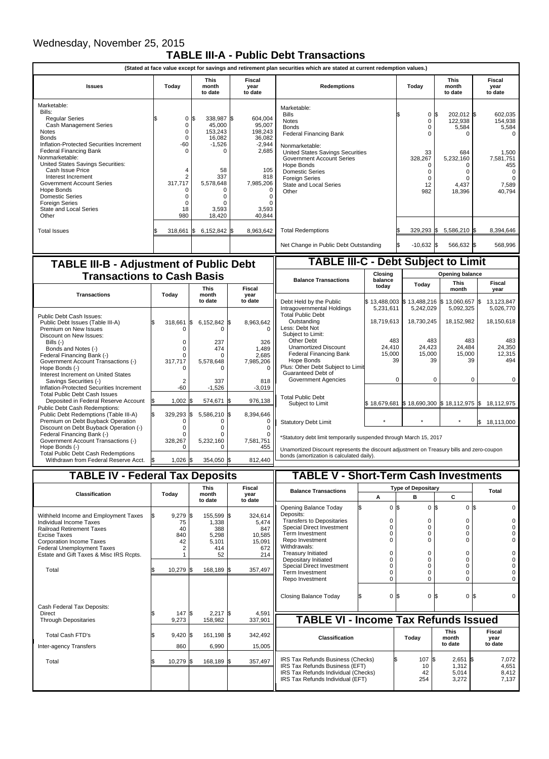Wednesday, November 25, 2015

# TABLE III-A - Public Debt Transactions

(Stated at face value except for savings and retirement plan securities which are stated at current redemption values.)

| Issues | Today | This month to date | Fiscal year to date |
|---|---|---|---|
| Marketable: | | | |
| Bills: | | | |
| Regular Series | $ 0 | $ 338,987 | $ 604,004 |
| Cash Management Series | 0 | 45,000 | 95,007 |
| Notes | 0 | 153,243 | 198,243 |
| Bonds | 0 | 16,082 | 36,082 |
| Inflation-Protected Securities Increment | -60 | -1,526 | -2,944 |
| Federal Financing Bank | 0 | 0 | 2,685 |
| Nonmarketable: | | | |
| United States Savings Securities: | | | |
| Cash Issue Price | 4 | 58 | 105 |
| Interest Increment | 2 | 337 | 818 |
| Government Account Series | 317,717 | 5,578,648 | 7,985,206 |
| Hope Bonds | 0 | 0 | 0 |
| Domestic Series | 0 | 0 | 0 |
| Foreign Series | 0 | 0 | 0 |
| State and Local Series | 18 | 3,593 | 3,593 |
| Other | 980 | 18,420 | 40,844 |
| Total Issues | $ 318,661 | $ 6,152,842 | $ 8,963,642 |

| Redemptions | Today | This month to date | Fiscal year to date |
|---|---|---|---|
| Marketable: | | | |
| Bills | $ 0 | $ 202,012 | $ 602,035 |
| Notes | 0 | 122,938 | 154,938 |
| Bonds | 0 | 5,584 | 5,584 |
| Federal Financing Bank | 0 | 0 | 0 |
| Nonmarketable: | | | |
| United States Savings Securities | 33 | 684 | 1,500 |
| Government Account Series | 328,267 | 5,232,160 | 7,581,751 |
| Hope Bonds | 0 | 0 | 455 |
| Domestic Series | 0 | 0 | 0 |
| Foreign Series | 0 | 0 | 0 |
| State and Local Series | 12 | 4,437 | 7,589 |
| Other | 982 | 18,396 | 40,794 |
| Total Redemptions | $ 329,293 | $ 5,586,210 | $ 8,394,646 |
| Net Change in Public Debt Outstanding | $ -10,632 | $ 566,632 | $ 568,996 |

# TABLE III-B - Adjustment of Public Debt Transactions to Cash Basis

| Transactions | Today | This month to date | Fiscal year to date |
|---|---|---|---|
| Public Debt Cash Issues: | | | |
| Public Debt Issues (Table III-A) | $ 318,661 | $ 6,152,842 | $ 8,963,642 |
| Premium on New Issues | 0 | 0 | 0 |
| Discount on New Issues: | | | |
| Bills (-) | 0 | 237 | 326 |
| Bonds and Notes (-) | 0 | 474 | 1,489 |
| Federal Financing Bank (-) | 0 | 0 | 2,685 |
| Government Account Transactions (-) | 317,717 | 5,578,648 | 7,985,206 |
| Hope Bonds (-) | 0 | 0 | 0 |
| Interest Increment on United States Savings Securities (-) | 2 | 337 | 818 |
| Inflation-Protected Securities Increment | -60 | -1,526 | -3,019 |
| Total Public Debt Cash Issues Deposited in Federal Reserve Account | $ 1,002 | $ 574,671 | $ 976,138 |
| Public Debt Cash Redemptions: | | | |
| Public Debt Redemptions (Table III-A) | $ 329,293 | $ 5,586,210 | $ 8,394,646 |
| Premium on Debt Buyback Operation | 0 | 0 | 0 |
| Discount on Debt Buyback Operation (-) | 0 | 0 | 0 |
| Federal Financing Bank (-) | 0 | 0 | 0 |
| Government Account Transactions (-) | 328,267 | 5,232,160 | 7,581,751 |
| Hope Bonds (-) | 0 | 0 | 455 |
| Total Public Debt Cash Redemptions Withdrawn from Federal Reserve Acct. | $ 1,026 | $ 354,050 | $ 812,440 |

# TABLE III-C - Debt Subject to Limit

| Balance Transactions | Closing balance today | Opening balance Today | Opening balance This month | Opening balance Fiscal year |
|---|---|---|---|---|
| Debt Held by the Public | $ 13,488,003 | $ 13,488,216 | $ 13,060,657 | $ 13,123,847 |
| Intragovernmental Holdings | 5,231,611 | 5,242,029 | 5,092,325 | 5,026,770 |
| Total Public Debt Outstanding | 18,719,613 | 18,730,245 | 18,152,982 | 18,150,618 |
| Less: Debt Not Subject to Limit: | | | | |
| Other Debt | 483 | 483 | 483 | 483 |
| Unamortized Discount | 24,410 | 24,423 | 24,484 | 24,350 |
| Federal Financing Bank | 15,000 | 15,000 | 15,000 | 12,315 |
| Hope Bonds | 39 | 39 | 39 | 494 |
| Plus: Other Debt Subject to Limit | | | | |
| Guaranteed Debt of Government Agencies | 0 | 0 | 0 | 0 |
| Total Public Debt Subject to Limit | $ 18,679,681 | $ 18,690,300 | $ 18,112,975 | $ 18,112,975 |
| Statutory Debt Limit | * | * | * | $ 18,113,000 |

*Statutory debt limit temporarily suspended through March 15, 2017

Unamortized Discount represents the discount adjustment on Treasury bills and zero-coupon bonds (amortization is calculated daily).

# TABLE IV - Federal Tax Deposits

| Classification | Today | This month to date | Fiscal year to date |
|---|---|---|---|
| Withheld Income and Employment Taxes | $ 9,279 | $ 155,599 | $ 324,614 |
| Individual Income Taxes | 75 | 1,338 | 5,474 |
| Railroad Retirement Taxes | 40 | 388 | 847 |
| Excise Taxes | 840 | 5,298 | 10,585 |
| Corporation Income Taxes | 42 | 5,101 | 15,091 |
| Federal Unemployment Taxes | 2 | 414 | 672 |
| Estate and Gift Taxes & Misc IRS Rcpts. | 1 | 52 | 214 |
| Total | $ 10,279 | $ 168,189 | $ 357,497 |
| Cash Federal Tax Deposits: | | | |
| Direct | $ 147 | $ 2,217 | $ 4,591 |
| Through Depositaries | 9,273 | 158,982 | 337,901 |
| Total Cash FTD's | $ 9,420 | $ 161,198 | $ 342,492 |
| Inter-agency Transfers | 860 | 6,990 | 15,005 |
| Total | $ 10,279 | $ 168,189 | $ 357,497 |

# TABLE V - Short-Term Cash Investments

| Balance Transactions | Type of Depositary A | B | C | Total |
|---|---|---|---|---|
| Opening Balance Today | $ 0 | $ 0 | $ 0 | $ 0 |
| Deposits: | | | | |
| Transfers to Depositaries | 0 | 0 | 0 | 0 |
| Special Direct Investment | 0 | 0 | 0 | 0 |
| Term Investment | 0 | 0 | 0 | 0 |
| Repo Investment | 0 | 0 | 0 | 0 |
| Withdrawals: | | | | |
| Treasury Initiated | 0 | 0 | 0 | 0 |
| Depositary Initiated | 0 | 0 | 0 | 0 |
| Special Direct Investment | 0 | 0 | 0 | 0 |
| Term Investment | 0 | 0 | 0 | 0 |
| Repo Investment | 0 | 0 | 0 | 0 |
| Closing Balance Today | $ 0 | $ 0 | $ 0 | $ 0 |

# TABLE VI - Income Tax Refunds Issued

| Classification | Today | This month to date | Fiscal year to date |
|---|---|---|---|
| IRS Tax Refunds Business (Checks) | $ 107 | $ 2,651 | $ 7,072 |
| IRS Tax Refunds Business (EFT) | 10 | 1,312 | 4,651 |
| IRS Tax Refunds Individual (Checks) | 42 | 5,014 | 8,412 |
| IRS Tax Refunds Individual (EFT) | 254 | 3,272 | 7,137 |